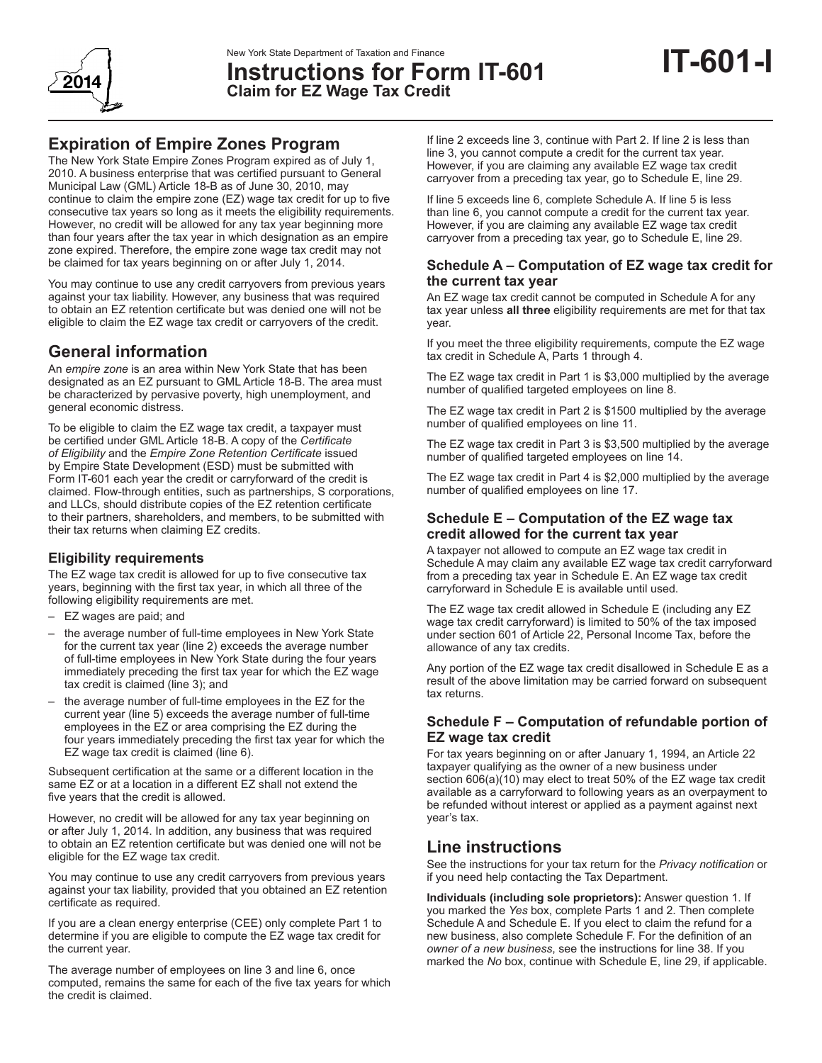New York State Department of Taxation and Finance

# Instructions for Form IT-601 Claim for EZ Wage Tax Credit

**IT-601-I**

2014

## Expiration of Empire Zones Program

The New York State Empire Zones Program expired as of July 1, 2010. A business enterprise that was certified pursuant to General Municipal Law (GML) Article 18-B as of June 30, 2010, may continue to claim the empire zone (EZ) wage tax credit for up to five consecutive tax years so long as it meets the eligibility requirements. However, no credit will be allowed for any tax year beginning more than four years after the tax year in which designation as an empire zone expired. Therefore, the empire zone wage tax credit may not be claimed for tax years beginning on or after July 1, 2014.

You may continue to use any credit carryovers from previous years against your tax liability. However, any business that was required to obtain an EZ retention certificate but was denied one will not be eligible to claim the EZ wage tax credit or carryovers of the credit.

## General information

An *empire zone* is an area within New York State that has been designated as an EZ pursuant to GML Article 18-B. The area must be characterized by pervasive poverty, high unemployment, and general economic distress.

To be eligible to claim the EZ wage tax credit, a taxpayer must be certified under GML Article 18-B. A copy of the *Certificate of Eligibility* and the *Empire Zone Retention Certificate* issued by Empire State Development (ESD) must be submitted with Form IT-601 each year the credit or carryforward of the credit is claimed. Flow-through entities, such as partnerships, S corporations, and LLCs, should distribute copies of the EZ retention certificate to their partners, shareholders, and members, to be submitted with their tax returns when claiming EZ credits.

### Eligibility requirements

The EZ wage tax credit is allowed for up to five consecutive tax years, beginning with the first tax year, in which all three of the following eligibility requirements are met.

- EZ wages are paid; and
- the average number of full-time employees in New York State for the current tax year (line 2) exceeds the average number of full-time employees in New York State during the four years immediately preceding the first tax year for which the EZ wage tax credit is claimed (line 3); and
- the average number of full-time employees in the EZ for the current year (line 5) exceeds the average number of full-time employees in the EZ or area comprising the EZ during the four years immediately preceding the first tax year for which the EZ wage tax credit is claimed (line 6).

Subsequent certification at the same or a different location in the same EZ or at a location in a different EZ shall not extend the five years that the credit is allowed.

However, no credit will be allowed for any tax year beginning on or after July 1, 2014. In addition, any business that was required to obtain an EZ retention certificate but was denied one will not be eligible for the EZ wage tax credit.

You may continue to use any credit carryovers from previous years against your tax liability, provided that you obtained an EZ retention certificate as required.

If you are a clean energy enterprise (CEE) only complete Part 1 to determine if you are eligible to compute the EZ wage tax credit for the current year.

The average number of employees on line 3 and line 6, once computed, remains the same for each of the five tax years for which the credit is claimed.

If line 2 exceeds line 3, continue with Part 2. If line 2 is less than line 3, you cannot compute a credit for the current tax year. However, if you are claiming any available EZ wage tax credit carryover from a preceding tax year, go to Schedule E, line 29.

If line 5 exceeds line 6, complete Schedule A. If line 5 is less than line 6, you cannot compute a credit for the current tax year. However, if you are claiming any available EZ wage tax credit carryover from a preceding tax year, go to Schedule E, line 29.

### Schedule A – Computation of EZ wage tax credit for the current tax year

An EZ wage tax credit cannot be computed in Schedule A for any tax year unless **all three** eligibility requirements are met for that tax year.

If you meet the three eligibility requirements, compute the EZ wage tax credit in Schedule A, Parts 1 through 4.

The EZ wage tax credit in Part 1 is $3,000 multiplied by the average number of qualified targeted employees on line 8.

The EZ wage tax credit in Part 2 is $1500 multiplied by the average number of qualified employees on line 11.

The EZ wage tax credit in Part 3 is $3,500 multiplied by the average number of qualified targeted employees on line 14.

The EZ wage tax credit in Part 4 is $2,000 multiplied by the average number of qualified employees on line 17.

### Schedule E – Computation of the EZ wage tax credit allowed for the current tax year

A taxpayer not allowed to compute an EZ wage tax credit in Schedule A may claim any available EZ wage tax credit carryforward from a preceding tax year in Schedule E. An EZ wage tax credit carryforward in Schedule E is available until used.

The EZ wage tax credit allowed in Schedule E (including any EZ wage tax credit carryforward) is limited to 50% of the tax imposed under section 601 of Article 22, Personal Income Tax, before the allowance of any tax credits.

Any portion of the EZ wage tax credit disallowed in Schedule E as a result of the above limitation may be carried forward on subsequent tax returns.

### Schedule F – Computation of refundable portion of EZ wage tax credit

For tax years beginning on or after January 1, 1994, an Article 22 taxpayer qualifying as the owner of a new business under section 606(a)(10) may elect to treat 50% of the EZ wage tax credit available as a carryforward to following years as an overpayment to be refunded without interest or applied as a payment against next year's tax.

## Line instructions

See the instructions for your tax return for the *Privacy notification* or if you need help contacting the Tax Department.

**Individuals (including sole proprietors):** Answer question 1. If you marked the *Yes* box, complete Parts 1 and 2. Then complete Schedule A and Schedule E. If you elect to claim the refund for a new business, also complete Schedule F. For the definition of an *owner of a new business*, see the instructions for line 38. If you marked the *No* box, continue with Schedule E, line 29, if applicable.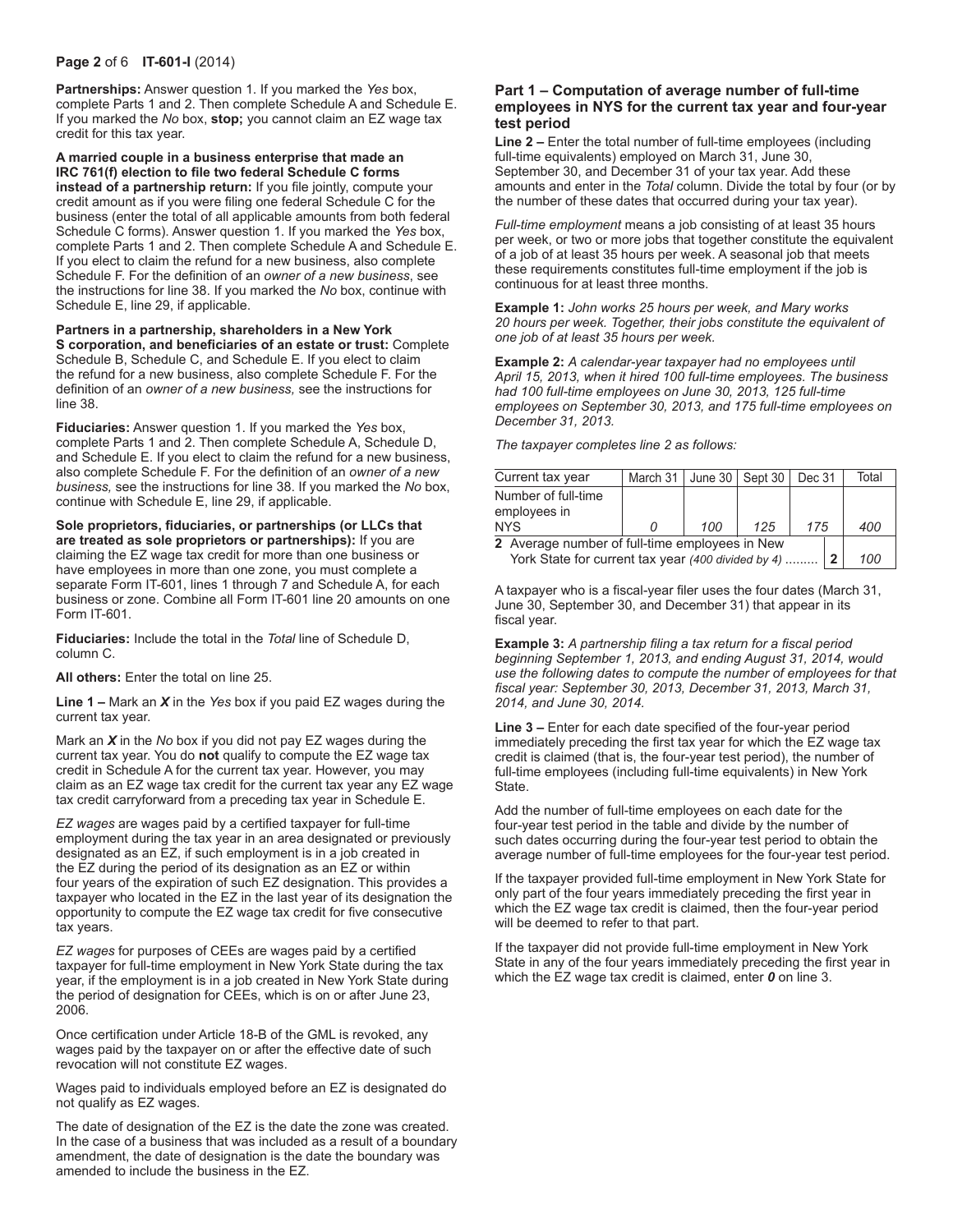**Partnerships:** Answer question 1. If you marked the *Yes* box, complete Parts 1 and 2. Then complete Schedule A and Schedule E. If you marked the *No* box, **stop;** you cannot claim an EZ wage tax credit for this tax year.

**A married couple in a business enterprise that made an IRC 761(f) election to file two federal Schedule C forms instead of a partnership return:** If you file jointly, compute your credit amount as if you were filing one federal Schedule C for the business (enter the total of all applicable amounts from both federal Schedule C forms). Answer question 1. If you marked the *Yes* box, complete Parts 1 and 2. Then complete Schedule A and Schedule E. If you elect to claim the refund for a new business, also complete Schedule F. For the definition of an *owner of a new business*, see the instructions for line 38. If you marked the *No* box, continue with Schedule E, line 29, if applicable.

**Partners in a partnership, shareholders in a New York S corporation, and beneficiaries of an estate or trust:** Complete Schedule B, Schedule C, and Schedule E. If you elect to claim the refund for a new business, also complete Schedule F. For the definition of an *owner of a new business,* see the instructions for line 38.

**Fiduciaries:** Answer question 1. If you marked the *Yes* box, complete Parts 1 and 2. Then complete Schedule A, Schedule D, and Schedule E. If you elect to claim the refund for a new business, also complete Schedule F. For the definition of an *owner of a new business,* see the instructions for line 38. If you marked the *No* box, continue with Schedule E, line 29, if applicable.

**Sole proprietors, fiduciaries, or partnerships (or LLCs that are treated as sole proprietors or partnerships):** If you are claiming the EZ wage tax credit for more than one business or have employees in more than one zone, you must complete a separate Form IT-601, lines 1 through 7 and Schedule A, for each business or zone. Combine all Form IT-601 line 20 amounts on one Form IT-601.

**Fiduciaries:** Include the total in the *Total* line of Schedule D, column C.

**All others:** Enter the total on line 25.

**Line 1 –** Mark an ***X*** in the *Yes* box if you paid EZ wages during the current tax year.

Mark an ***X*** in the *No* box if you did not pay EZ wages during the current tax year. You do **not** qualify to compute the EZ wage tax credit in Schedule A for the current tax year. However, you may claim as an EZ wage tax credit for the current tax year any EZ wage tax credit carryforward from a preceding tax year in Schedule E.

*EZ wages* are wages paid by a certified taxpayer for full-time employment during the tax year in an area designated or previously designated as an EZ, if such employment is in a job created in the EZ during the period of its designation as an EZ or within four years of the expiration of such EZ designation. This provides a taxpayer who located in the EZ in the last year of its designation the opportunity to compute the EZ wage tax credit for five consecutive tax years.

*EZ wages* for purposes of CEEs are wages paid by a certified taxpayer for full-time employment in New York State during the tax year, if the employment is in a job created in New York State during the period of designation for CEEs, which is on or after June 23, 2006.

Once certification under Article 18-B of the GML is revoked, any wages paid by the taxpayer on or after the effective date of such revocation will not constitute EZ wages.

Wages paid to individuals employed before an EZ is designated do not qualify as EZ wages.

The date of designation of the EZ is the date the zone was created. In the case of a business that was included as a result of a boundary amendment, the date of designation is the date the boundary was amended to include the business in the EZ.

## Part 1 – Computation of average number of full-time employees in NYS for the current tax year and four-year test period

**Line 2 –** Enter the total number of full-time employees (including full-time equivalents) employed on March 31, June 30, September 30, and December 31 of your tax year. Add these amounts and enter in the *Total* column. Divide the total by four (or by the number of these dates that occurred during your tax year).

*Full-time employment* means a job consisting of at least 35 hours per week, or two or more jobs that together constitute the equivalent of a job of at least 35 hours per week. A seasonal job that meets these requirements constitutes full-time employment if the job is continuous for at least three months.

**Example 1:** *John works 25 hours per week, and Mary works 20 hours per week. Together, their jobs constitute the equivalent of one job of at least 35 hours per week.*

**Example 2:** *A calendar-year taxpayer had no employees until April 15, 2013, when it hired 100 full-time employees. The business had 100 full-time employees on June 30, 2013, 125 full-time employees on September 30, 2013, and 175 full-time employees on December 31, 2013.*

*The taxpayer completes line 2 as follows:*

| Current tax year | March 31 | June 30 | Sept 30 | Dec 31 | | Total |
|---|---|---|---|---|---|---|
| Number of full-time employees in NYS | *0* | *100* | *125* | *175* | | *400* |
| **2** Average number of full-time employees in New York State for current tax year *(400 divided by 4)* ......... | | | | | **2** | *100* |

A taxpayer who is a fiscal-year filer uses the four dates (March 31, June 30, September 30, and December 31) that appear in its fiscal year.

**Example 3:** *A partnership filing a tax return for a fiscal period beginning September 1, 2013, and ending August 31, 2014, would use the following dates to compute the number of employees for that fiscal year: September 30, 2013, December 31, 2013, March 31, 2014, and June 30, 2014.*

**Line 3 –** Enter for each date specified of the four-year period immediately preceding the first tax year for which the EZ wage tax credit is claimed (that is, the four-year test period), the number of full-time employees (including full-time equivalents) in New York State.

Add the number of full-time employees on each date for the four-year test period in the table and divide by the number of such dates occurring during the four-year test period to obtain the average number of full-time employees for the four-year test period.

If the taxpayer provided full-time employment in New York State for only part of the four years immediately preceding the first year in which the EZ wage tax credit is claimed, then the four-year period will be deemed to refer to that part.

If the taxpayer did not provide full-time employment in New York State in any of the four years immediately preceding the first year in which the EZ wage tax credit is claimed, enter ***0*** on line 3.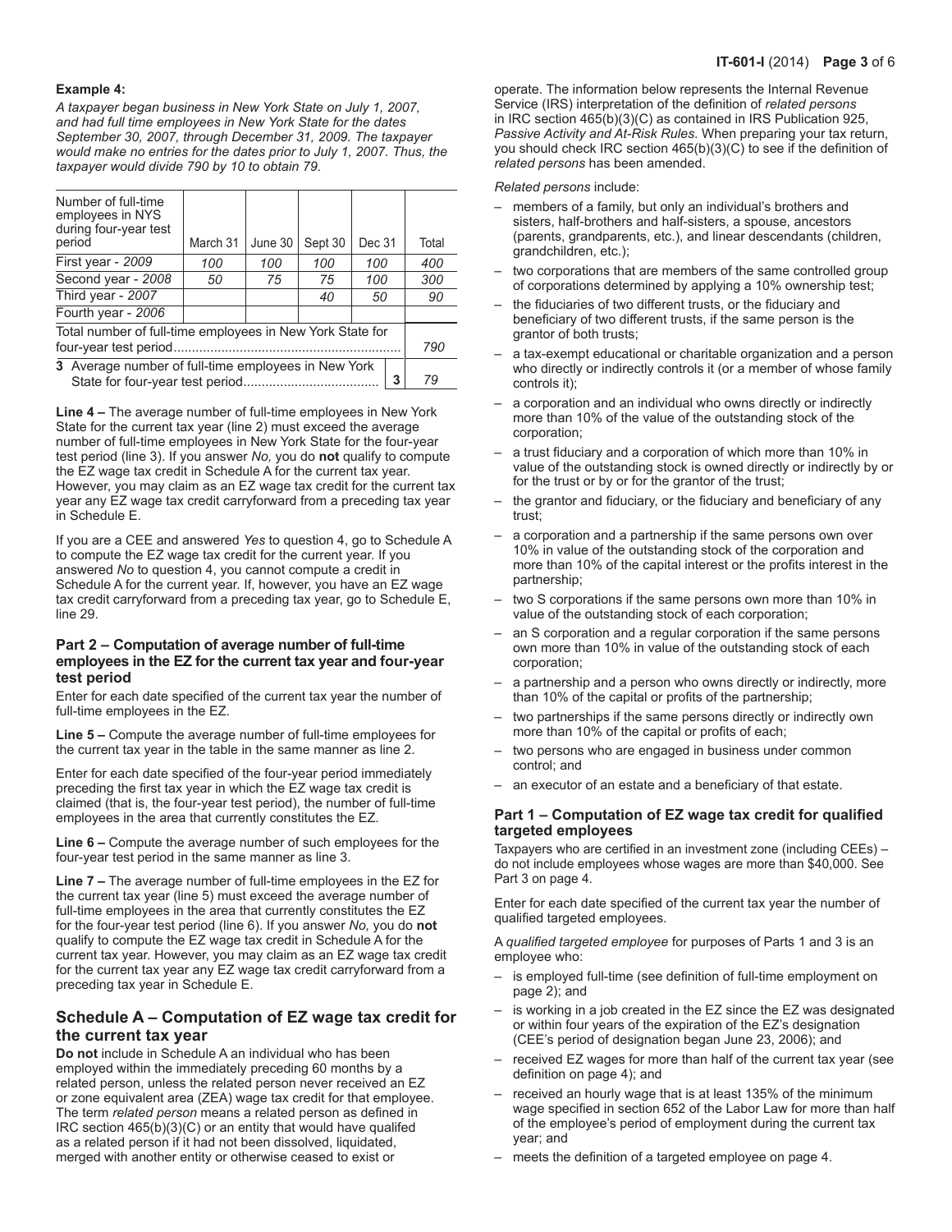**Example 4:**

*A taxpayer began business in New York State on July 1, 2007, and had full time employees in New York State for the dates September 30, 2007, through December 31, 2009. The taxpayer would make no entries for the dates prior to July 1, 2007. Thus, the taxpayer would divide 790 by 10 to obtain 79.*

| Number of full-time employees in NYS during four-year test period | March 31 | June 30 | Sept 30 | Dec 31 | | Total |
|---|---|---|---|---|---|---|
| First year - *2009* | *100* | *100* | *100* | *100* | | *400* |
| Second year - *2008* | *50* | *75* | *75* | *100* | | *300* |
| Third year - *2007* | | | *40* | *50* | | *90* |
| Fourth year - *2006* | | | | | | |
| Total number of full-time employees in New York State for four-year test period | | | | | | *790* |
| **3** Average number of full-time employees in New York State for four-year test period | | | | | **3** | *79* |

**Line 4 –** The average number of full-time employees in New York State for the current tax year (line 2) must exceed the average number of full-time employees in New York State for the four-year test period (line 3). If you answer *No,* you do **not** qualify to compute the EZ wage tax credit in Schedule A for the current tax year. However, you may claim as an EZ wage tax credit for the current tax year any EZ wage tax credit carryforward from a preceding tax year in Schedule E.

If you are a CEE and answered *Yes* to question 4, go to Schedule A to compute the EZ wage tax credit for the current year. If you answered *No* to question 4, you cannot compute a credit in Schedule A for the current year. If, however, you have an EZ wage tax credit carryforward from a preceding tax year, go to Schedule E, line 29.

### Part 2 – Computation of average number of full-time employees in the EZ for the current tax year and four-year test period

Enter for each date specified of the current tax year the number of full-time employees in the EZ.

**Line 5 –** Compute the average number of full-time employees for the current tax year in the table in the same manner as line 2.

Enter for each date specified of the four-year period immediately preceding the first tax year in which the EZ wage tax credit is claimed (that is, the four-year test period), the number of full-time employees in the area that currently constitutes the EZ.

**Line 6 –** Compute the average number of such employees for the four-year test period in the same manner as line 3.

**Line 7 –** The average number of full-time employees in the EZ for the current tax year (line 5) must exceed the average number of full-time employees in the area that currently constitutes the EZ for the four-year test period (line 6). If you answer *No,* you do **not** qualify to compute the EZ wage tax credit in Schedule A for the current tax year. However, you may claim as an EZ wage tax credit for the current tax year any EZ wage tax credit carryforward from a preceding tax year in Schedule E.

## Schedule A – Computation of EZ wage tax credit for the current tax year

**Do not** include in Schedule A an individual who has been employed within the immediately preceding 60 months by a related person, unless the related person never received an EZ or zone equivalent area (ZEA) wage tax credit for that employee. The term *related person* means a related person as defined in IRC section 465(b)(3)(C) or an entity that would have qualifed as a related person if it had not been dissolved, liquidated, merged with another entity or otherwise ceased to exist or operate. The information below represents the Internal Revenue Service (IRS) interpretation of the definition of *related persons* in IRC section 465(b)(3)(C) as contained in IRS Publication 925, *Passive Activity and At-Risk Rules.* When preparing your tax return, you should check IRC section 465(b)(3)(C) to see if the definition of *related persons* has been amended.

*Related persons* include:

- members of a family, but only an individual's brothers and sisters, half-brothers and half-sisters, a spouse, ancestors (parents, grandparents, etc.), and linear descendants (children, grandchildren, etc.);
- two corporations that are members of the same controlled group of corporations determined by applying a 10% ownership test;
- the fiduciaries of two different trusts, or the fiduciary and beneficiary of two different trusts, if the same person is the grantor of both trusts;
- a tax-exempt educational or charitable organization and a person who directly or indirectly controls it (or a member of whose family controls it);
- a corporation and an individual who owns directly or indirectly more than 10% of the value of the outstanding stock of the corporation;
- a trust fiduciary and a corporation of which more than 10% in value of the outstanding stock is owned directly or indirectly by or for the trust or by or for the grantor of the trust;
- the grantor and fiduciary, or the fiduciary and beneficiary of any trust;
- a corporation and a partnership if the same persons own over 10% in value of the outstanding stock of the corporation and more than 10% of the capital interest or the profits interest in the partnership;
- two S corporations if the same persons own more than 10% in value of the outstanding stock of each corporation;
- an S corporation and a regular corporation if the same persons own more than 10% in value of the outstanding stock of each corporation;
- a partnership and a person who owns directly or indirectly, more than 10% of the capital or profits of the partnership;
- two partnerships if the same persons directly or indirectly own more than 10% of the capital or profits of each;
- two persons who are engaged in business under common control; and
- an executor of an estate and a beneficiary of that estate.

### Part 1 – Computation of EZ wage tax credit for qualified targeted employees

Taxpayers who are certified in an investment zone (including CEEs) – do not include employees whose wages are more than $40,000. See Part 3 on page 4.

Enter for each date specified of the current tax year the number of qualified targeted employees.

A *qualified targeted employee* for purposes of Parts 1 and 3 is an employee who:

- is employed full-time (see definition of full-time employment on page 2); and
- is working in a job created in the EZ since the EZ was designated or within four years of the expiration of the EZ's designation (CEE's period of designation began June 23, 2006); and
- received EZ wages for more than half of the current tax year (see definition on page 4); and
- received an hourly wage that is at least 135% of the minimum wage specified in section 652 of the Labor Law for more than half of the employee's period of employment during the current tax year; and
- meets the definition of a targeted employee on page 4.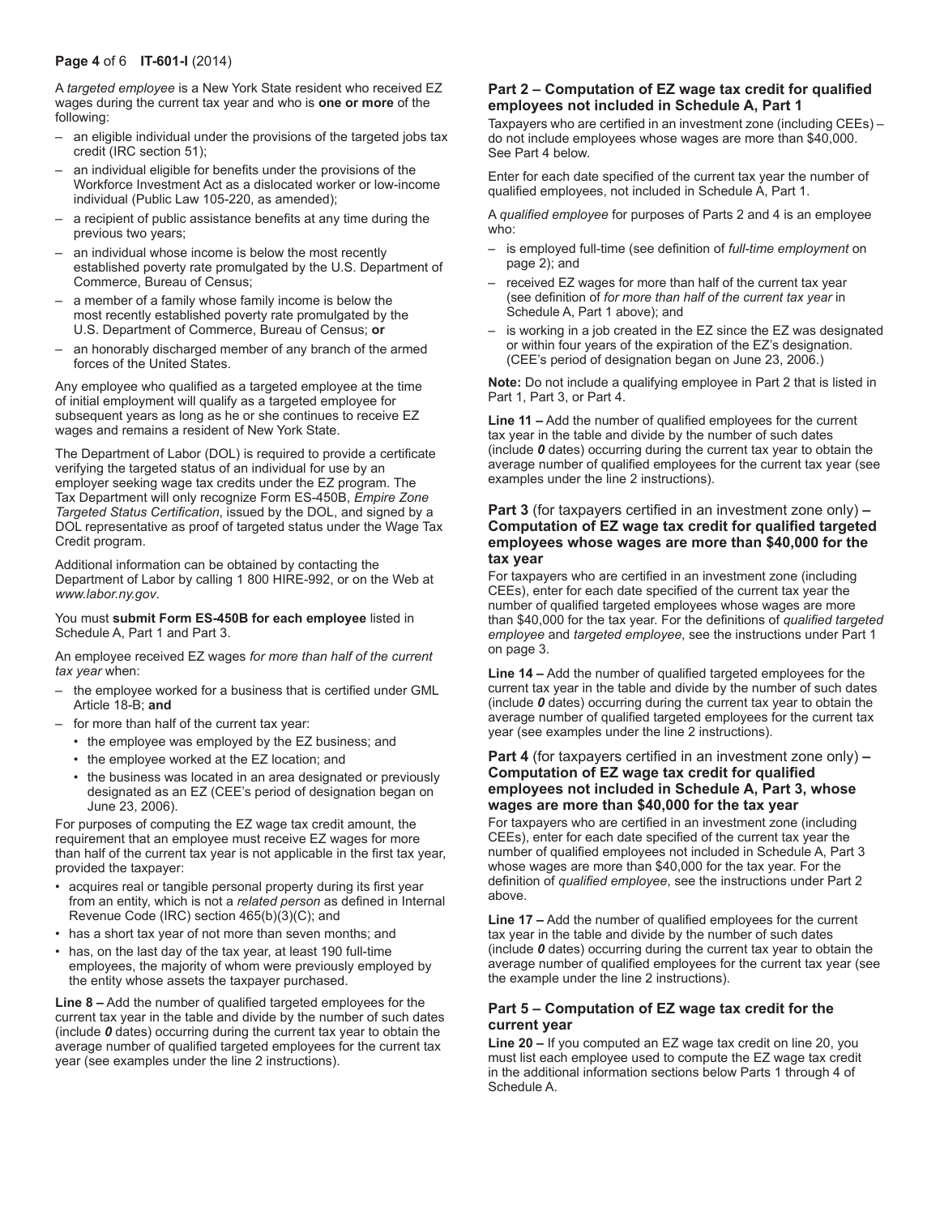A *targeted employee* is a New York State resident who received EZ wages during the current tax year and who is **one or more** of the following:

- an eligible individual under the provisions of the targeted jobs tax credit (IRC section 51);
- an individual eligible for benefits under the provisions of the Workforce Investment Act as a dislocated worker or low-income individual (Public Law 105-220, as amended);
- a recipient of public assistance benefits at any time during the previous two years;
- an individual whose income is below the most recently established poverty rate promulgated by the U.S. Department of Commerce, Bureau of Census;
- a member of a family whose family income is below the most recently established poverty rate promulgated by the U.S. Department of Commerce, Bureau of Census; **or**
- an honorably discharged member of any branch of the armed forces of the United States.

Any employee who qualified as a targeted employee at the time of initial employment will qualify as a targeted employee for subsequent years as long as he or she continues to receive EZ wages and remains a resident of New York State.

The Department of Labor (DOL) is required to provide a certificate verifying the targeted status of an individual for use by an employer seeking wage tax credits under the EZ program. The Tax Department will only recognize Form ES-450B, *Empire Zone Targeted Status Certification*, issued by the DOL, and signed by a DOL representative as proof of targeted status under the Wage Tax Credit program.

Additional information can be obtained by contacting the Department of Labor by calling 1 800 HIRE-992, or on the Web at *www.labor.ny.gov*.

You must **submit Form ES-450B for each employee** listed in Schedule A, Part 1 and Part 3.

An employee received EZ wages *for more than half of the current tax year* when:

- the employee worked for a business that is certified under GML Article 18-B; **and**
- for more than half of the current tax year:
  - the employee was employed by the EZ business; and
  - the employee worked at the EZ location; and
  - the business was located in an area designated or previously designated as an EZ (CEE's period of designation began on June 23, 2006).

For purposes of computing the EZ wage tax credit amount, the requirement that an employee must receive EZ wages for more than half of the current tax year is not applicable in the first tax year, provided the taxpayer:

- acquires real or tangible personal property during its first year from an entity, which is not a *related person* as defined in Internal Revenue Code (IRC) section 465(b)(3)(C); and
- has a short tax year of not more than seven months; and
- has, on the last day of the tax year, at least 190 full-time employees, the majority of whom were previously employed by the entity whose assets the taxpayer purchased.

**Line 8 –** Add the number of qualified targeted employees for the current tax year in the table and divide by the number of such dates (include ***0*** dates) occurring during the current tax year to obtain the average number of qualified targeted employees for the current tax year (see examples under the line 2 instructions).

### Part 2 – Computation of EZ wage tax credit for qualified employees not included in Schedule A, Part 1

Taxpayers who are certified in an investment zone (including CEEs) – do not include employees whose wages are more than $40,000. See Part 4 below.

Enter for each date specified of the current tax year the number of qualified employees, not included in Schedule A, Part 1.

A *qualified employee* for purposes of Parts 2 and 4 is an employee who:

- is employed full-time (see definition of *full-time employment* on page 2); and
- received EZ wages for more than half of the current tax year (see definition of *for more than half of the current tax year* in Schedule A, Part 1 above); and
- is working in a job created in the EZ since the EZ was designated or within four years of the expiration of the EZ's designation. (CEE's period of designation began on June 23, 2006.)

**Note:** Do not include a qualifying employee in Part 2 that is listed in Part 1, Part 3, or Part 4.

**Line 11 –** Add the number of qualified employees for the current tax year in the table and divide by the number of such dates (include ***0*** dates) occurring during the current tax year to obtain the average number of qualified employees for the current tax year (see examples under the line 2 instructions).

### Part 3 (for taxpayers certified in an investment zone only) – Computation of EZ wage tax credit for qualified targeted employees whose wages are more than $40,000 for the tax year

For taxpayers who are certified in an investment zone (including CEEs), enter for each date specified of the current tax year the number of qualified targeted employees whose wages are more than $40,000 for the tax year. For the definitions of *qualified targeted employee* and *targeted employee*, see the instructions under Part 1 on page 3.

**Line 14 –** Add the number of qualified targeted employees for the current tax year in the table and divide by the number of such dates (include ***0*** dates) occurring during the current tax year to obtain the average number of qualified targeted employees for the current tax year (see examples under the line 2 instructions).

### Part 4 (for taxpayers certified in an investment zone only) – Computation of EZ wage tax credit for qualified employees not included in Schedule A, Part 3, whose wages are more than $40,000 for the tax year

For taxpayers who are certified in an investment zone (including CEEs), enter for each date specified of the current tax year the number of qualified employees not included in Schedule A, Part 3 whose wages are more than $40,000 for the tax year. For the definition of *qualified employee*, see the instructions under Part 2 above.

**Line 17 –** Add the number of qualified employees for the current tax year in the table and divide by the number of such dates (include ***0*** dates) occurring during the current tax year to obtain the average number of qualified employees for the current tax year (see the example under the line 2 instructions).

### Part 5 – Computation of EZ wage tax credit for the current year

**Line 20 –** If you computed an EZ wage tax credit on line 20, you must list each employee used to compute the EZ wage tax credit in the additional information sections below Parts 1 through 4 of Schedule A.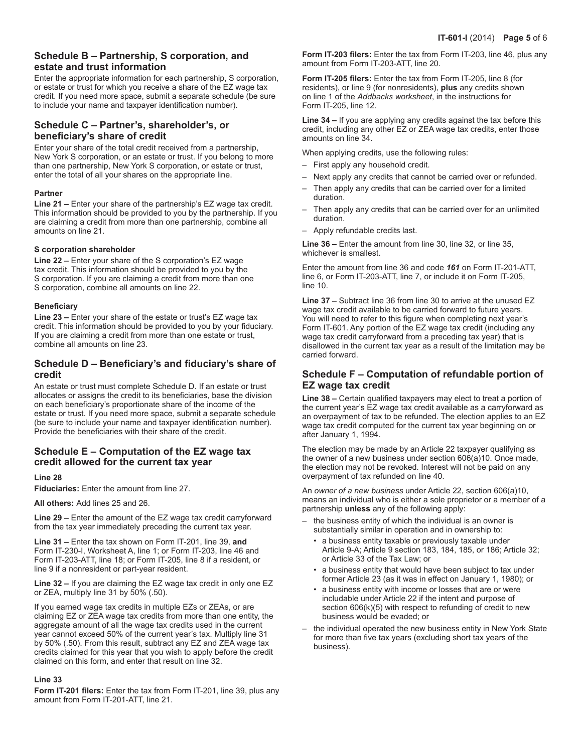## Schedule B – Partnership, S corporation, and estate and trust information

Enter the appropriate information for each partnership, S corporation, or estate or trust for which you receive a share of the EZ wage tax credit. If you need more space, submit a separate schedule (be sure to include your name and taxpayer identification number).

## Schedule C – Partner's, shareholder's, or beneficiary's share of credit

Enter your share of the total credit received from a partnership, New York S corporation, or an estate or trust. If you belong to more than one partnership, New York S corporation, or estate or trust, enter the total of all your shares on the appropriate line.

#### Partner

**Line 21 –** Enter your share of the partnership's EZ wage tax credit. This information should be provided to you by the partnership. If you are claiming a credit from more than one partnership, combine all amounts on line 21.

#### S corporation shareholder

**Line 22 –** Enter your share of the S corporation's EZ wage tax credit. This information should be provided to you by the S corporation. If you are claiming a credit from more than one S corporation, combine all amounts on line 22.

#### Beneficiary

**Line 23 –** Enter your share of the estate or trust's EZ wage tax credit. This information should be provided to you by your fiduciary. If you are claiming a credit from more than one estate or trust, combine all amounts on line 23.

## Schedule D – Beneficiary's and fiduciary's share of credit

An estate or trust must complete Schedule D. If an estate or trust allocates or assigns the credit to its beneficiaries, base the division on each beneficiary's proportionate share of the income of the estate or trust. If you need more space, submit a separate schedule (be sure to include your name and taxpayer identification number). Provide the beneficiaries with their share of the credit.

## Schedule E – Computation of the EZ wage tax credit allowed for the current tax year

**Line 28**

**Fiduciaries:** Enter the amount from line 27.

**All others:** Add lines 25 and 26.

**Line 29 –** Enter the amount of the EZ wage tax credit carryforward from the tax year immediately preceding the current tax year.

**Line 31 –** Enter the tax shown on Form IT-201, line 39, **and** Form IT-230-I, Worksheet A, line 1; or Form IT-203, line 46 and Form IT-203-ATT, line 18; or Form IT-205, line 8 if a resident, or line 9 if a nonresident or part-year resident.

**Line 32 –** If you are claiming the EZ wage tax credit in only one EZ or ZEA, multiply line 31 by 50% (.50).

If you earned wage tax credits in multiple EZs or ZEAs, or are claiming EZ or ZEA wage tax credits from more than one entity, the aggregate amount of all the wage tax credits used in the current year cannot exceed 50% of the current year's tax. Multiply line 31 by 50% (.50). From this result, subtract any EZ and ZEA wage tax credits claimed for this year that you wish to apply before the credit claimed on this form, and enter that result on line 32.

**Line 33**

**Form IT-201 filers:** Enter the tax from Form IT-201, line 39, plus any amount from Form IT-201-ATT, line 21.

**Form IT-203 filers:** Enter the tax from Form IT-203, line 46, plus any amount from Form IT-203-ATT, line 20.

**Form IT-205 filers:** Enter the tax from Form IT-205, line 8 (for residents), or line 9 (for nonresidents), **plus** any credits shown on line 1 of the *Addbacks worksheet*, in the instructions for Form IT-205, line 12.

**Line 34 –** If you are applying any credits against the tax before this credit, including any other EZ or ZEA wage tax credits, enter those amounts on line 34.

When applying credits, use the following rules:

- First apply any household credit.
- Next apply any credits that cannot be carried over or refunded.
- Then apply any credits that can be carried over for a limited duration.
- Then apply any credits that can be carried over for an unlimited duration.
- Apply refundable credits last.

**Line 36 –** Enter the amount from line 30, line 32, or line 35, whichever is smallest.

Enter the amount from line 36 and code ***161*** on Form IT-201-ATT, line 6, or Form IT-203-ATT, line 7, or include it on Form IT-205, line 10.

**Line 37 –** Subtract line 36 from line 30 to arrive at the unused EZ wage tax credit available to be carried forward to future years. You will need to refer to this figure when completing next year's Form IT-601. Any portion of the EZ wage tax credit (including any wage tax credit carryforward from a preceding tax year) that is disallowed in the current tax year as a result of the limitation may be carried forward.

## Schedule F – Computation of refundable portion of EZ wage tax credit

**Line 38 –** Certain qualified taxpayers may elect to treat a portion of the current year's EZ wage tax credit available as a carryforward as an overpayment of tax to be refunded. The election applies to an EZ wage tax credit computed for the current tax year beginning on or after January 1, 1994.

The election may be made by an Article 22 taxpayer qualifying as the owner of a new business under section 606(a)10. Once made, the election may not be revoked. Interest will not be paid on any overpayment of tax refunded on line 40.

An *owner of a new business* under Article 22, section 606(a)10, means an individual who is either a sole proprietor or a member of a partnership **unless** any of the following apply:

- the business entity of which the individual is an owner is substantially similar in operation and in ownership to:
  - a business entity taxable or previously taxable under Article 9-A; Article 9 section 183, 184, 185, or 186; Article 32; or Article 33 of the Tax Law; or
  - a business entity that would have been subject to tax under former Article 23 (as it was in effect on January 1, 1980); or
  - a business entity with income or losses that are or were includable under Article 22 if the intent and purpose of section 606(k)(5) with respect to refunding of credit to new business would be evaded; or
- the individual operated the new business entity in New York State for more than five tax years (excluding short tax years of the business).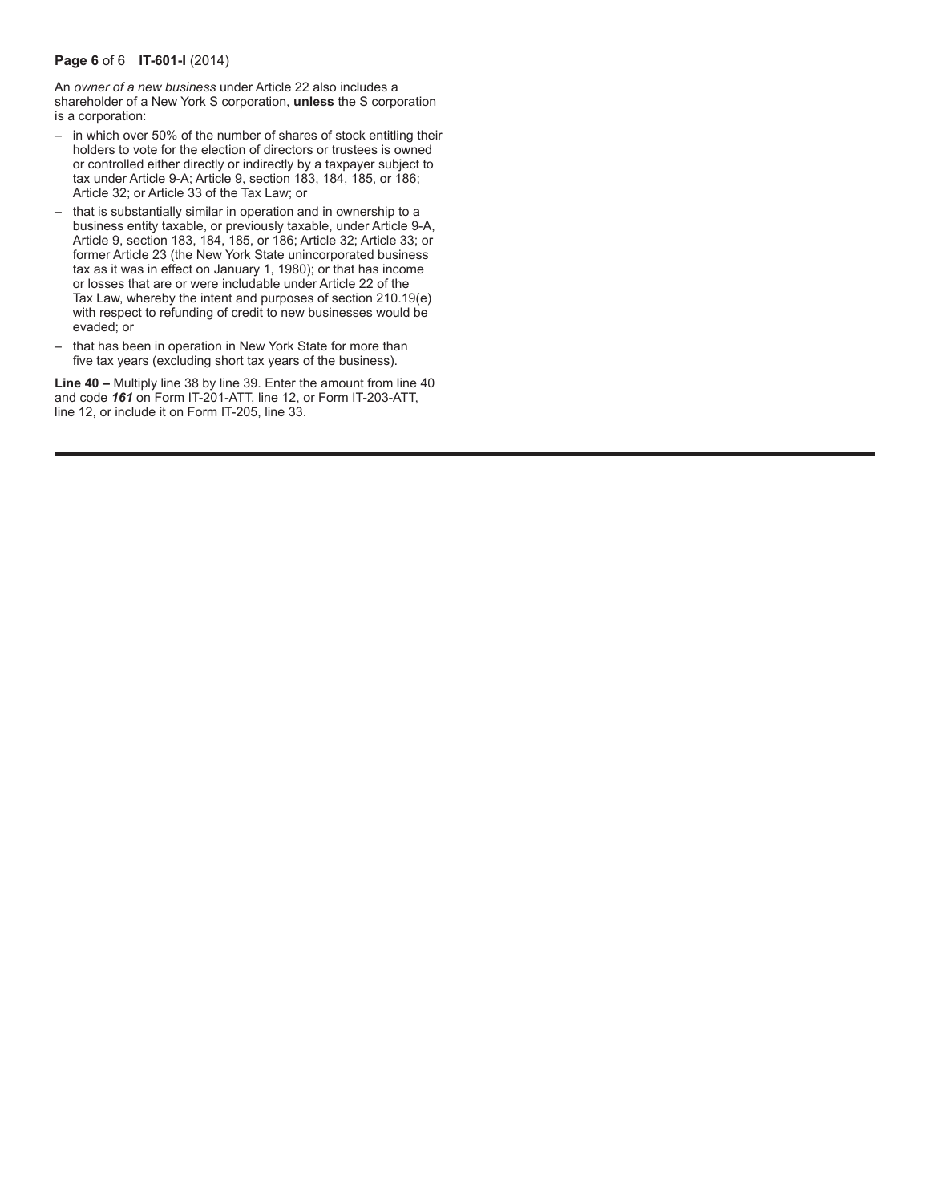An *owner of a new business* under Article 22 also includes a shareholder of a New York S corporation, **unless** the S corporation is a corporation:

- in which over 50% of the number of shares of stock entitling their holders to vote for the election of directors or trustees is owned or controlled either directly or indirectly by a taxpayer subject to tax under Article 9-A; Article 9, section 183, 184, 185, or 186; Article 32; or Article 33 of the Tax Law; or
- that is substantially similar in operation and in ownership to a business entity taxable, or previously taxable, under Article 9-A, Article 9, section 183, 184, 185, or 186; Article 32; Article 33; or former Article 23 (the New York State unincorporated business tax as it was in effect on January 1, 1980); or that has income or losses that are or were includable under Article 22 of the Tax Law, whereby the intent and purposes of section 210.19(e) with respect to refunding of credit to new businesses would be evaded; or
- that has been in operation in New York State for more than five tax years (excluding short tax years of the business).

**Line 40 –** Multiply line 38 by line 39. Enter the amount from line 40 and code ***161*** on Form IT-201-ATT, line 12, or Form IT-203-ATT, line 12, or include it on Form IT-205, line 33.